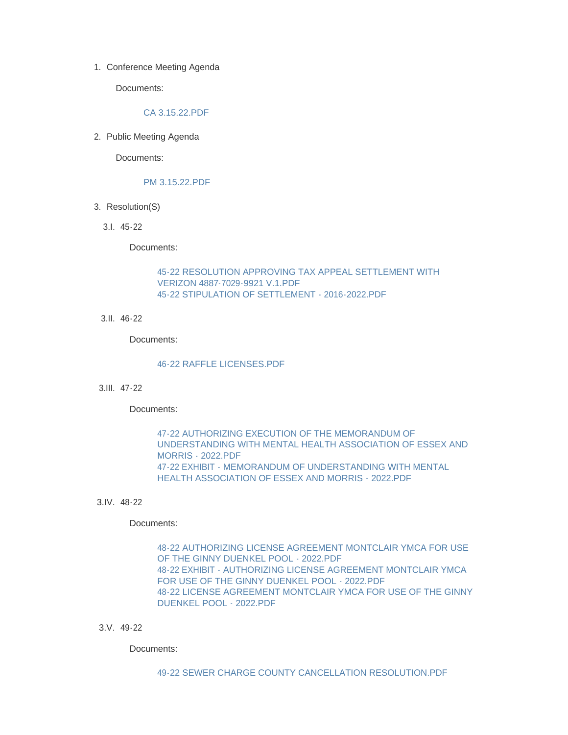1. Conference Meeting Agenda

   Documents:

   CA 3.15.22.PDF

2. Public Meeting Agenda

   Documents:

   PM 3.15.22.PDF

3. Resolution(S)

   3.I. 45-22

   Documents:

   45-22 RESOLUTION APPROVING TAX APPEAL SETTLEMENT WITH VERIZON 4887-7029-9921 V.1.PDF
   45-22 STIPULATION OF SETTLEMENT - 2016-2022.PDF

   3.II. 46-22

   Documents:

   46-22 RAFFLE LICENSES.PDF

   3.III. 47-22

   Documents:

   47-22 AUTHORIZING EXECUTION OF THE MEMORANDUM OF UNDERSTANDING WITH MENTAL HEALTH ASSOCIATION OF ESSEX AND MORRIS - 2022.PDF
   47-22 EXHIBIT - MEMORANDUM OF UNDERSTANDING WITH MENTAL HEALTH ASSOCIATION OF ESSEX AND MORRIS - 2022.PDF

   3.IV. 48-22

   Documents:

   48-22 AUTHORIZING LICENSE AGREEMENT MONTCLAIR YMCA FOR USE OF THE GINNY DUENKEL POOL - 2022.PDF
   48-22 EXHIBIT - AUTHORIZING LICENSE AGREEMENT MONTCLAIR YMCA FOR USE OF THE GINNY DUENKEL POOL - 2022.PDF
   48-22 LICENSE AGREEMENT MONTCLAIR YMCA FOR USE OF THE GINNY DUENKEL POOL - 2022.PDF

   3.V. 49-22

   Documents:

   49-22 SEWER CHARGE COUNTY CANCELLATION RESOLUTION.PDF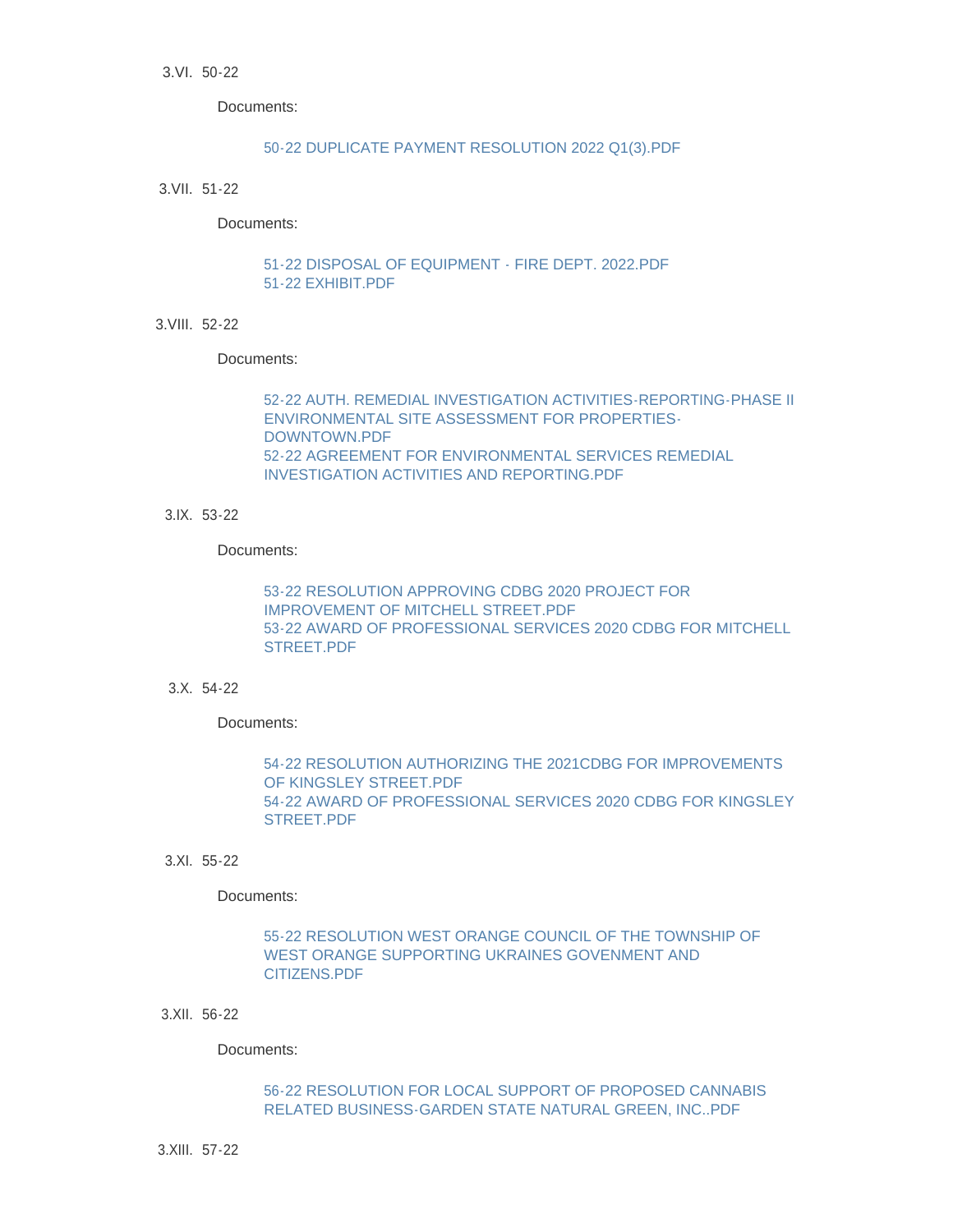3.VI. 50-22

Documents:

50-22 DUPLICATE PAYMENT RESOLUTION 2022 Q1(3).PDF

3.VII. 51-22

Documents:

51-22 DISPOSAL OF EQUIPMENT - FIRE DEPT. 2022.PDF
51-22 EXHIBIT.PDF

3.VIII. 52-22

Documents:

52-22 AUTH. REMEDIAL INVESTIGATION ACTIVITIES-REPORTING-PHASE II ENVIRONMENTAL SITE ASSESSMENT FOR PROPERTIES-DOWNTOWN.PDF
52-22 AGREEMENT FOR ENVIRONMENTAL SERVICES REMEDIAL INVESTIGATION ACTIVITIES AND REPORTING.PDF

3.IX. 53-22

Documents:

53-22 RESOLUTION APPROVING CDBG 2020 PROJECT FOR IMPROVEMENT OF MITCHELL STREET.PDF
53-22 AWARD OF PROFESSIONAL SERVICES 2020 CDBG FOR MITCHELL STREET.PDF

3.X. 54-22

Documents:

54-22 RESOLUTION AUTHORIZING THE 2021CDBG FOR IMPROVEMENTS OF KINGSLEY STREET.PDF
54-22 AWARD OF PROFESSIONAL SERVICES 2020 CDBG FOR KINGSLEY STREET.PDF

3.XI. 55-22

Documents:

55-22 RESOLUTION WEST ORANGE COUNCIL OF THE TOWNSHIP OF WEST ORANGE SUPPORTING UKRAINES GOVENMENT AND CITIZENS.PDF

3.XII. 56-22

Documents:

56-22 RESOLUTION FOR LOCAL SUPPORT OF PROPOSED CANNABIS RELATED BUSINESS-GARDEN STATE NATURAL GREEN, INC..PDF

3.XIII. 57-22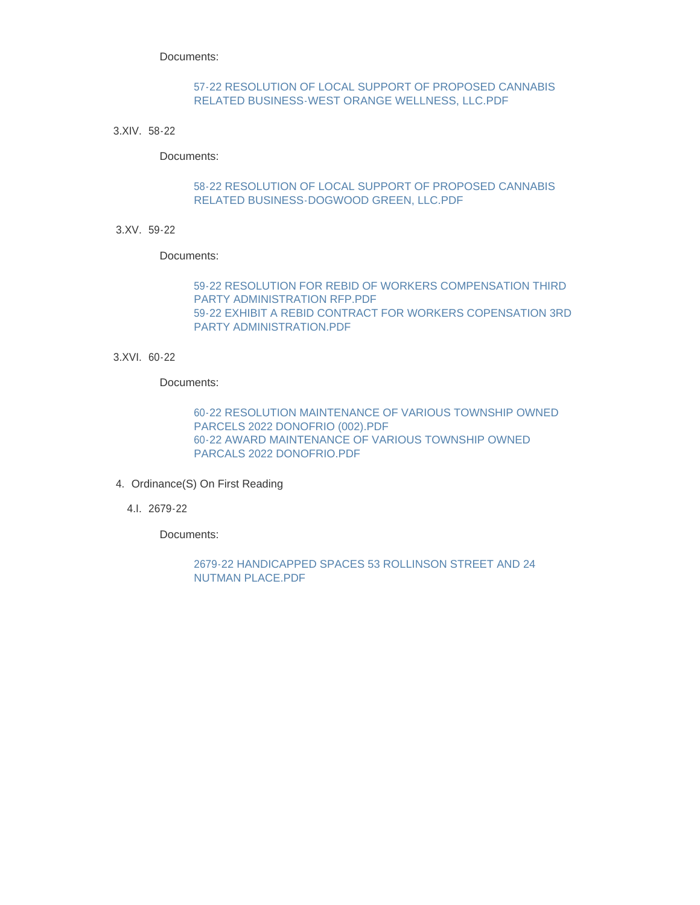Documents:

57-22 RESOLUTION OF LOCAL SUPPORT OF PROPOSED CANNABIS RELATED BUSINESS-WEST ORANGE WELLNESS, LLC.PDF

3.XIV. 58-22

Documents:

58-22 RESOLUTION OF LOCAL SUPPORT OF PROPOSED CANNABIS RELATED BUSINESS-DOGWOOD GREEN, LLC.PDF

3.XV. 59-22

Documents:

59-22 RESOLUTION FOR REBID OF WORKERS COMPENSATION THIRD PARTY ADMINISTRATION RFP.PDF
59-22 EXHIBIT A REBID CONTRACT FOR WORKERS COPENSATION 3RD PARTY ADMINISTRATION.PDF

3.XVI. 60-22

Documents:

60-22 RESOLUTION MAINTENANCE OF VARIOUS TOWNSHIP OWNED PARCELS 2022 DONOFRIO (002).PDF
60-22 AWARD MAINTENANCE OF VARIOUS TOWNSHIP OWNED PARCALS 2022 DONOFRIO.PDF

4. Ordinance(S) On First Reading

4.I. 2679-22

Documents:

2679-22 HANDICAPPED SPACES 53 ROLLINSON STREET AND 24 NUTMAN PLACE.PDF